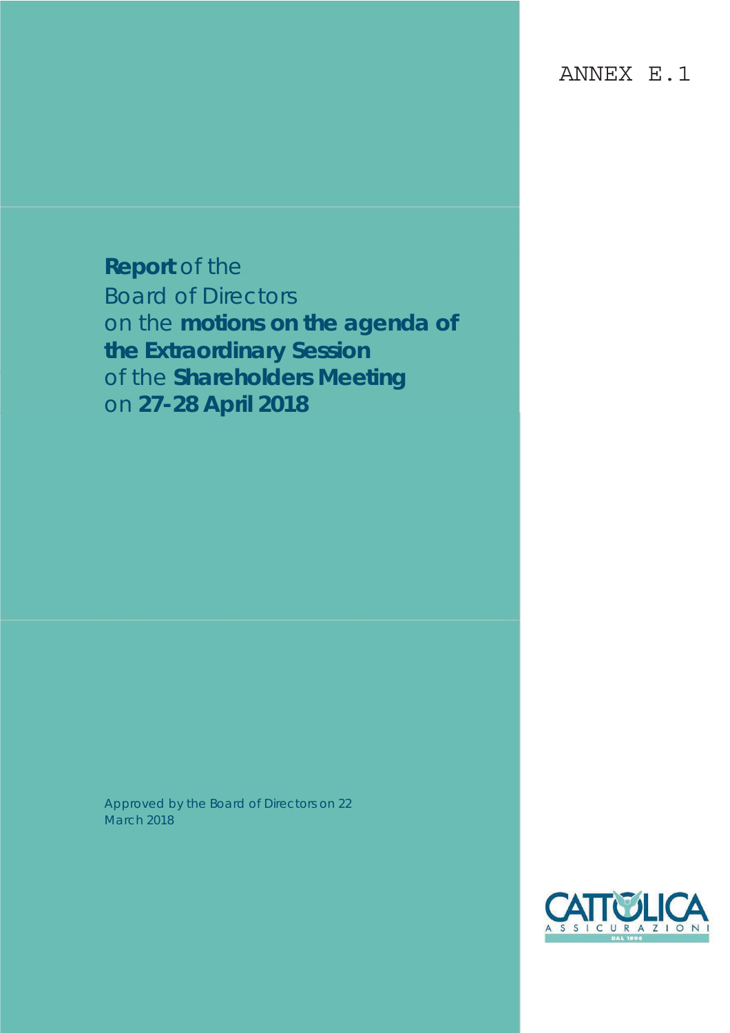ANNEX E.1

# **Report** of the Board of Directors on the **motions on the agenda of the Extraordinary Session** of the **Shareholders Meeting** on **27-28 April 2018**

Approved by the Board of Directors on 22 March 2018

CATTOLICA ASSICURAZIONI DAL 1896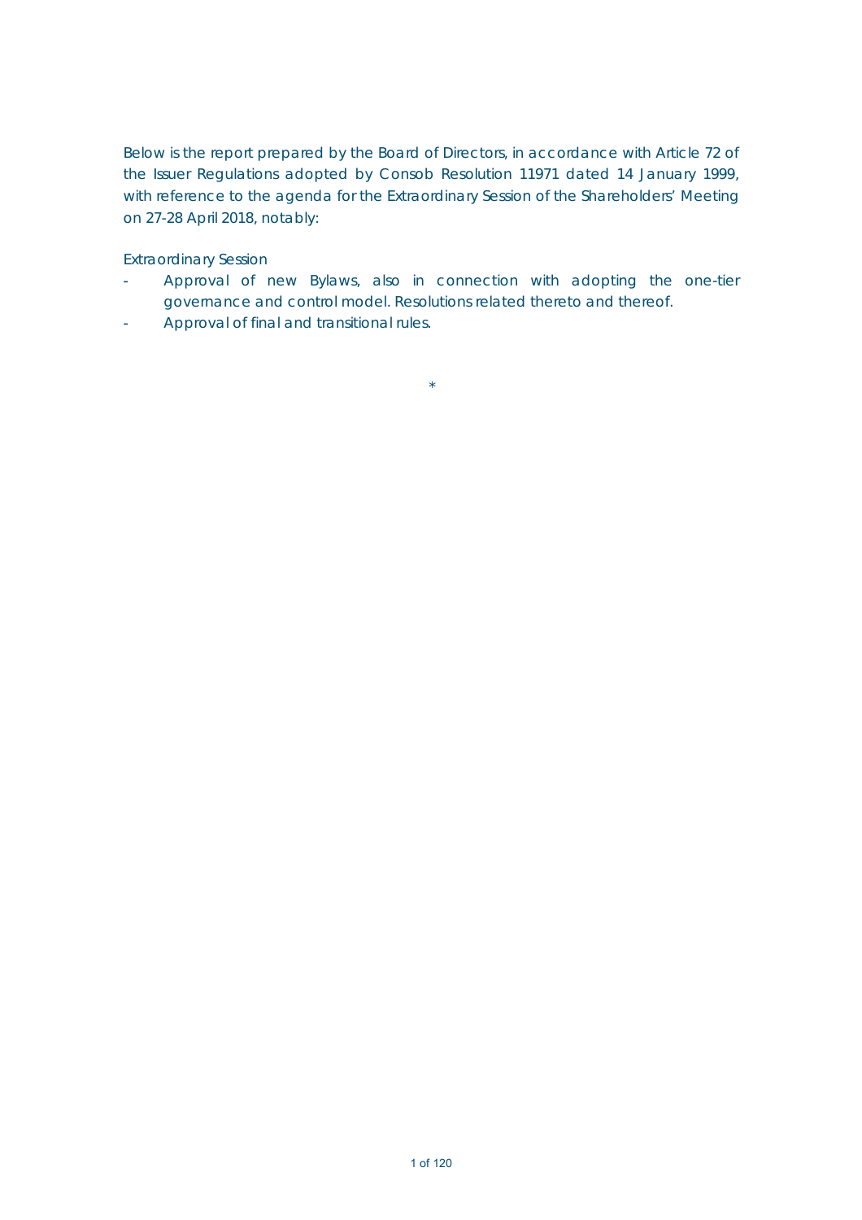Below is the report prepared by the Board of Directors, in accordance with Article 72 of the Issuer Regulations adopted by Consob Resolution 11971 dated 14 January 1999, with reference to the agenda for the Extraordinary Session of the Shareholders' Meeting on 27-28 April 2018, notably:

Extraordinary Session

- Approval of new Bylaws, also in connection with adopting the one-tier governance and control model. Resolutions related thereto and thereof.
- Approval of final and transitional rules.

*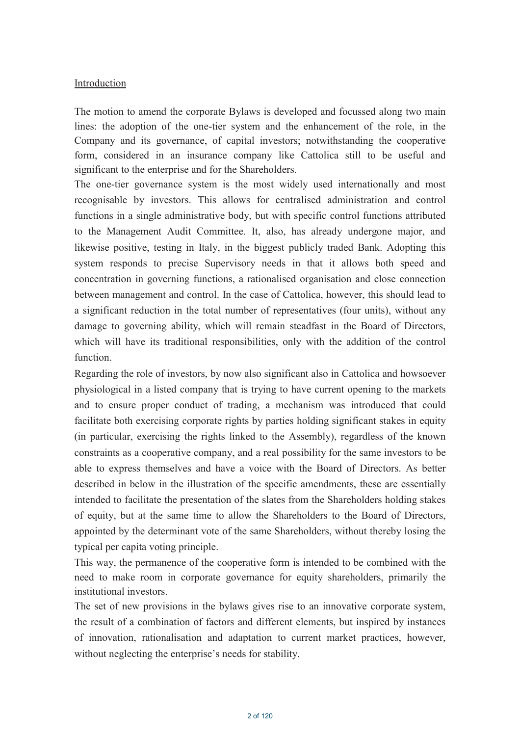Introduction

The motion to amend the corporate Bylaws is developed and focussed along two main lines: the adoption of the one-tier system and the enhancement of the role, in the Company and its governance, of capital investors; notwithstanding the cooperative form, considered in an insurance company like Cattolica still to be useful and significant to the enterprise and for the Shareholders.

The one-tier governance system is the most widely used internationally and most recognisable by investors. This allows for centralised administration and control functions in a single administrative body, but with specific control functions attributed to the Management Audit Committee. It, also, has already undergone major, and likewise positive, testing in Italy, in the biggest publicly traded Bank. Adopting this system responds to precise Supervisory needs in that it allows both speed and concentration in governing functions, a rationalised organisation and close connection between management and control. In the case of Cattolica, however, this should lead to a significant reduction in the total number of representatives (four units), without any damage to governing ability, which will remain steadfast in the Board of Directors, which will have its traditional responsibilities, only with the addition of the control function.

Regarding the role of investors, by now also significant also in Cattolica and howsoever physiological in a listed company that is trying to have current opening to the markets and to ensure proper conduct of trading, a mechanism was introduced that could facilitate both exercising corporate rights by parties holding significant stakes in equity (in particular, exercising the rights linked to the Assembly), regardless of the known constraints as a cooperative company, and a real possibility for the same investors to be able to express themselves and have a voice with the Board of Directors. As better described in below in the illustration of the specific amendments, these are essentially intended to facilitate the presentation of the slates from the Shareholders holding stakes of equity, but at the same time to allow the Shareholders to the Board of Directors, appointed by the determinant vote of the same Shareholders, without thereby losing the typical per capita voting principle.

This way, the permanence of the cooperative form is intended to be combined with the need to make room in corporate governance for equity shareholders, primarily the institutional investors.

The set of new provisions in the bylaws gives rise to an innovative corporate system, the result of a combination of factors and different elements, but inspired by instances of innovation, rationalisation and adaptation to current market practices, however, without neglecting the enterprise's needs for stability.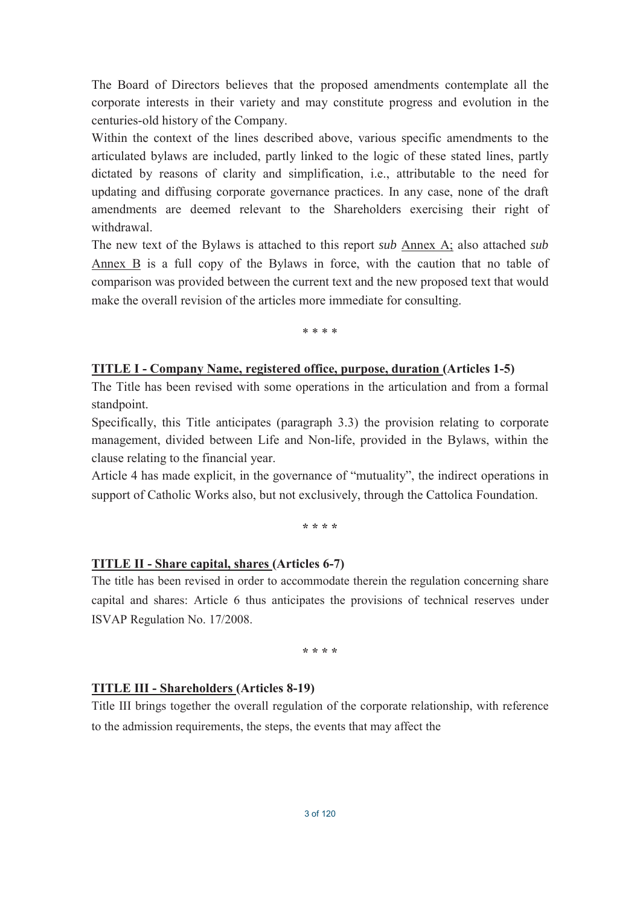The Board of Directors believes that the proposed amendments contemplate all the corporate interests in their variety and may constitute progress and evolution in the centuries-old history of the Company.

Within the context of the lines described above, various specific amendments to the articulated bylaws are included, partly linked to the logic of these stated lines, partly dictated by reasons of clarity and simplification, i.e., attributable to the need for updating and diffusing corporate governance practices. In any case, none of the draft amendments are deemed relevant to the Shareholders exercising their right of withdrawal.

The new text of the Bylaws is attached to this report *sub* Annex A; also attached *sub* Annex B is a full copy of the Bylaws in force, with the caution that no table of comparison was provided between the current text and the new proposed text that would make the overall revision of the articles more immediate for consulting.

\* \* \* \*

**TITLE I - Company Name, registered office, purpose, duration (Articles 1-5)**

The Title has been revised with some operations in the articulation and from a formal standpoint.

Specifically, this Title anticipates (paragraph 3.3) the provision relating to corporate management, divided between Life and Non-life, provided in the Bylaws, within the clause relating to the financial year.

Article 4 has made explicit, in the governance of "mutuality", the indirect operations in support of Catholic Works also, but not exclusively, through the Cattolica Foundation.

\* \* \* \*

**TITLE II - Share capital, shares (Articles 6-7)**

The title has been revised in order to accommodate therein the regulation concerning share capital and shares: Article 6 thus anticipates the provisions of technical reserves under ISVAP Regulation No. 17/2008.

\* \* \* \*

**TITLE III - Shareholders (Articles 8-19)**

Title III brings together the overall regulation of the corporate relationship, with reference to the admission requirements, the steps, the events that may affect the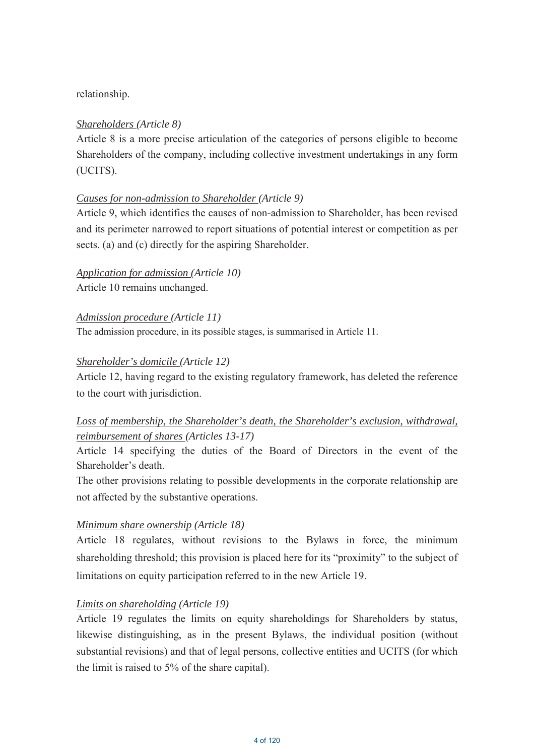relationship.

*Shareholders (Article 8)*

Article 8 is a more precise articulation of the categories of persons eligible to become Shareholders of the company, including collective investment undertakings in any form (UCITS).

*Causes for non-admission to Shareholder (Article 9)*

Article 9, which identifies the causes of non-admission to Shareholder, has been revised and its perimeter narrowed to report situations of potential interest or competition as per sects. (a) and (c) directly for the aspiring Shareholder.

*Application for admission (Article 10)*

Article 10 remains unchanged.

*Admission procedure (Article 11)*

The admission procedure, in its possible stages, is summarised in Article 11.

*Shareholder's domicile (Article 12)*

Article 12, having regard to the existing regulatory framework, has deleted the reference to the court with jurisdiction.

*Loss of membership, the Shareholder's death, the Shareholder's exclusion, withdrawal, reimbursement of shares (Articles 13-17)*

Article 14 specifying the duties of the Board of Directors in the event of the Shareholder's death.

The other provisions relating to possible developments in the corporate relationship are not affected by the substantive operations.

*Minimum share ownership (Article 18)*

Article 18 regulates, without revisions to the Bylaws in force, the minimum shareholding threshold; this provision is placed here for its "proximity" to the subject of limitations on equity participation referred to in the new Article 19.

*Limits on shareholding (Article 19)*

Article 19 regulates the limits on equity shareholdings for Shareholders by status, likewise distinguishing, as in the present Bylaws, the individual position (without substantial revisions) and that of legal persons, collective entities and UCITS (for which the limit is raised to 5% of the share capital).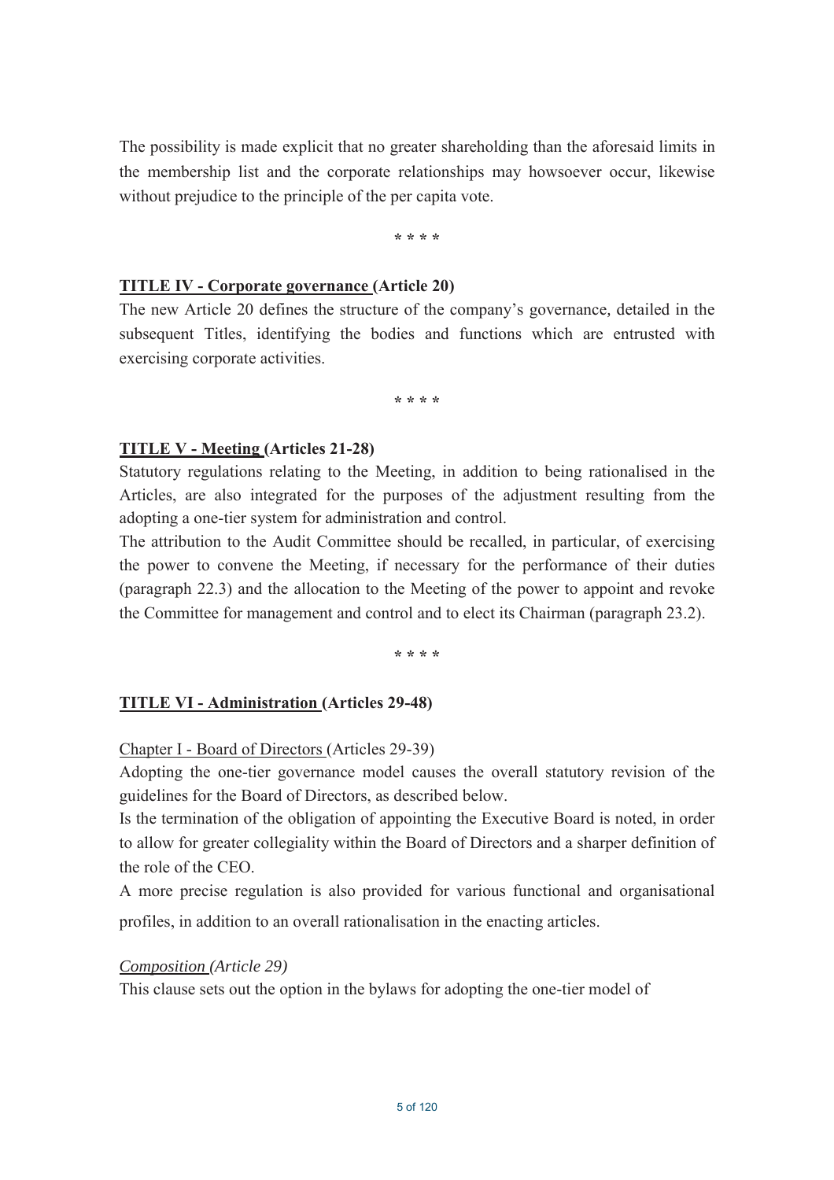The possibility is made explicit that no greater shareholding than the aforesaid limits in the membership list and the corporate relationships may howsoever occur, likewise without prejudice to the principle of the per capita vote.

\* \* \* \*

**<u>TITLE IV - Corporate governance</u> (Article 20)**

The new Article 20 defines the structure of the company's governance, detailed in the subsequent Titles, identifying the bodies and functions which are entrusted with exercising corporate activities.

\* \* \* \*

**<u>TITLE V - Meeting</u> (Articles 21-28)**

Statutory regulations relating to the Meeting, in addition to being rationalised in the Articles, are also integrated for the purposes of the adjustment resulting from the adopting a one-tier system for administration and control.

The attribution to the Audit Committee should be recalled, in particular, of exercising the power to convene the Meeting, if necessary for the performance of their duties (paragraph 22.3) and the allocation to the Meeting of the power to appoint and revoke the Committee for management and control and to elect its Chairman (paragraph 23.2).

\* \* \* \*

**<u>TITLE VI - Administration</u> (Articles 29-48)**

<u>Chapter I - Board of Directors</u> (Articles 29-39)

Adopting the one-tier governance model causes the overall statutory revision of the guidelines for the Board of Directors, as described below.

Is the termination of the obligation of appointing the Executive Board is noted, in order to allow for greater collegiality within the Board of Directors and a sharper definition of the role of the CEO.

A more precise regulation is also provided for various functional and organisational profiles, in addition to an overall rationalisation in the enacting articles.

*<u>Composition</u> (Article 29)*

This clause sets out the option in the bylaws for adopting the one-tier model of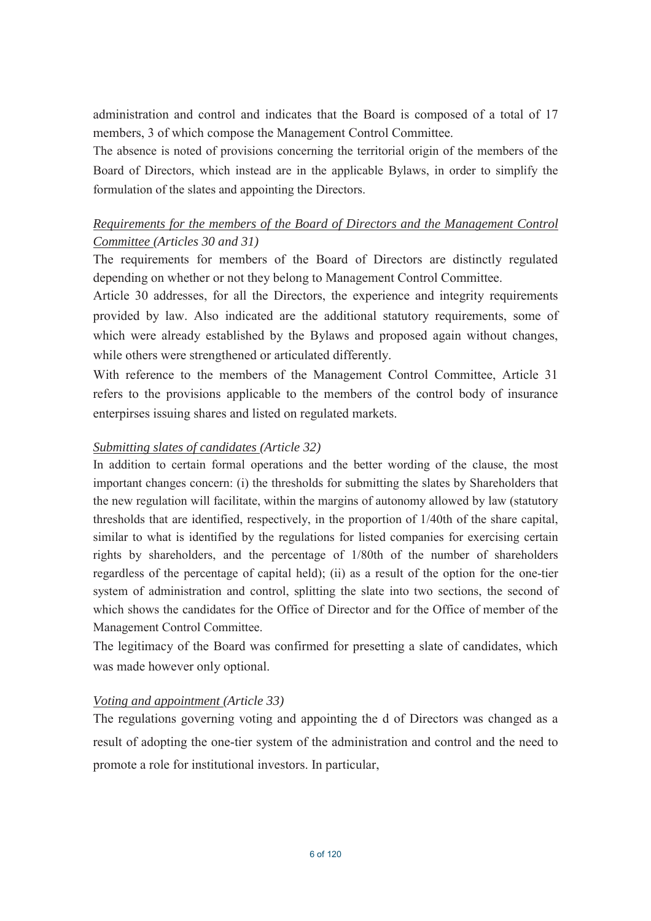administration and control and indicates that the Board is composed of a total of 17 members, 3 of which compose the Management Control Committee.

The absence is noted of provisions concerning the territorial origin of the members of the Board of Directors, which instead are in the applicable Bylaws, in order to simplify the formulation of the slates and appointing the Directors.

*Requirements for the members of the Board of Directors and the Management Control Committee (Articles 30 and 31)*

The requirements for members of the Board of Directors are distinctly regulated depending on whether or not they belong to Management Control Committee.

Article 30 addresses, for all the Directors, the experience and integrity requirements provided by law. Also indicated are the additional statutory requirements, some of which were already established by the Bylaws and proposed again without changes, while others were strengthened or articulated differently.

With reference to the members of the Management Control Committee, Article 31 refers to the provisions applicable to the members of the control body of insurance enterpirses issuing shares and listed on regulated markets.

*Submitting slates of candidates (Article 32)*

In addition to certain formal operations and the better wording of the clause, the most important changes concern: (i) the thresholds for submitting the slates by Shareholders that the new regulation will facilitate, within the margins of autonomy allowed by law (statutory thresholds that are identified, respectively, in the proportion of 1/40th of the share capital, similar to what is identified by the regulations for listed companies for exercising certain rights by shareholders, and the percentage of 1/80th of the number of shareholders regardless of the percentage of capital held); (ii) as a result of the option for the one-tier system of administration and control, splitting the slate into two sections, the second of which shows the candidates for the Office of Director and for the Office of member of the Management Control Committee.

The legitimacy of the Board was confirmed for presetting a slate of candidates, which was made however only optional.

*Voting and appointment (Article 33)*

The regulations governing voting and appointing the d of Directors was changed as a result of adopting the one-tier system of the administration and control and the need to promote a role for institutional investors. In particular,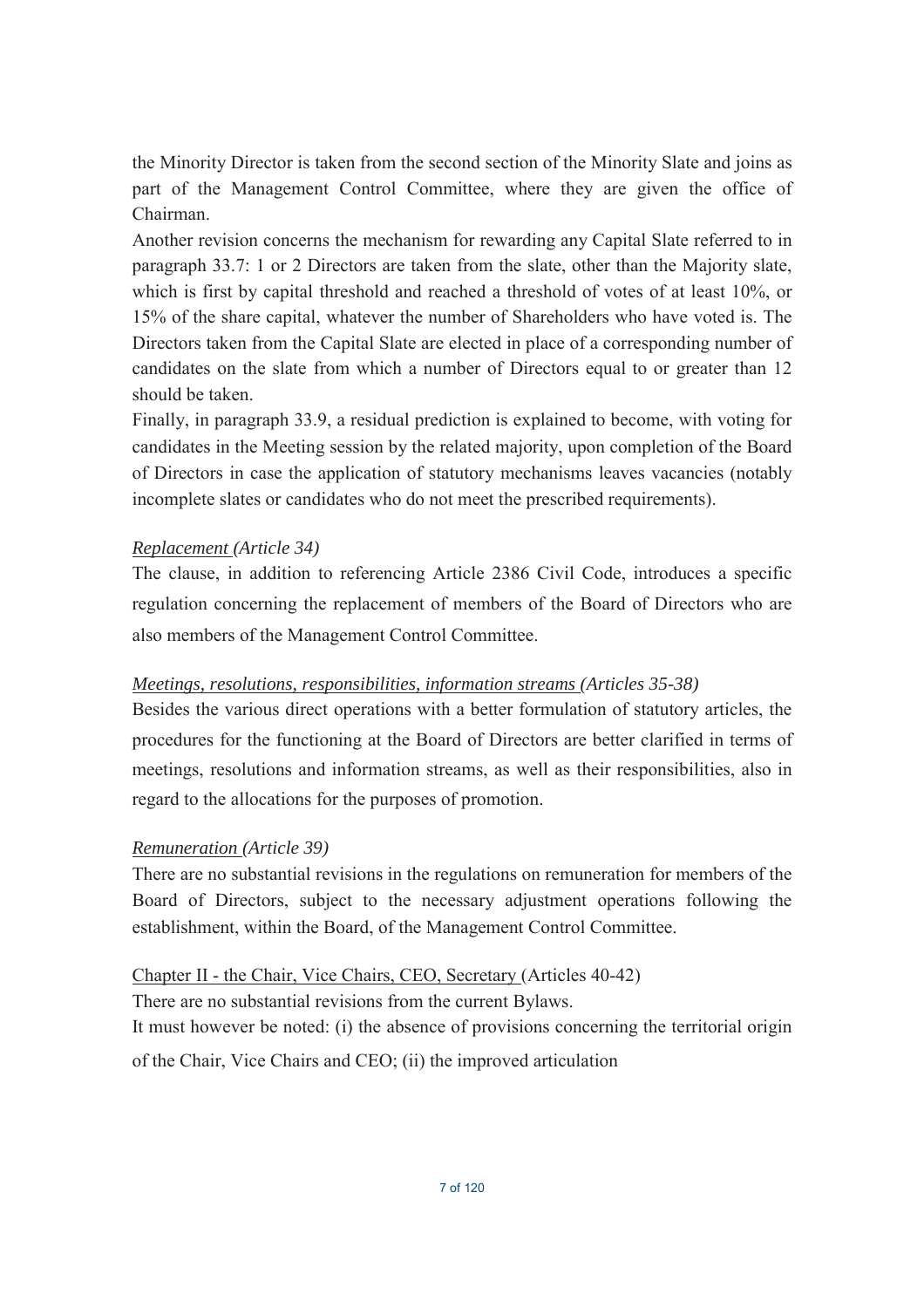the Minority Director is taken from the second section of the Minority Slate and joins as part of the Management Control Committee, where they are given the office of Chairman.

Another revision concerns the mechanism for rewarding any Capital Slate referred to in paragraph 33.7: 1 or 2 Directors are taken from the slate, other than the Majority slate, which is first by capital threshold and reached a threshold of votes of at least 10%, or 15% of the share capital, whatever the number of Shareholders who have voted is. The Directors taken from the Capital Slate are elected in place of a corresponding number of candidates on the slate from which a number of Directors equal to or greater than 12 should be taken.

Finally, in paragraph 33.9, a residual prediction is explained to become, with voting for candidates in the Meeting session by the related majority, upon completion of the Board of Directors in case the application of statutory mechanisms leaves vacancies (notably incomplete slates or candidates who do not meet the prescribed requirements).

*Replacement (Article 34)*

The clause, in addition to referencing Article 2386 Civil Code, introduces a specific regulation concerning the replacement of members of the Board of Directors who are also members of the Management Control Committee.

*Meetings, resolutions, responsibilities, information streams (Articles 35-38)*

Besides the various direct operations with a better formulation of statutory articles, the procedures for the functioning at the Board of Directors are better clarified in terms of meetings, resolutions and information streams, as well as their responsibilities, also in regard to the allocations for the purposes of promotion.

*Remuneration (Article 39)*

There are no substantial revisions in the regulations on remuneration for members of the Board of Directors, subject to the necessary adjustment operations following the establishment, within the Board, of the Management Control Committee.

Chapter II - the Chair, Vice Chairs, CEO, Secretary (Articles 40-42)

There are no substantial revisions from the current Bylaws.

It must however be noted: (i) the absence of provisions concerning the territorial origin of the Chair, Vice Chairs and CEO; (ii) the improved articulation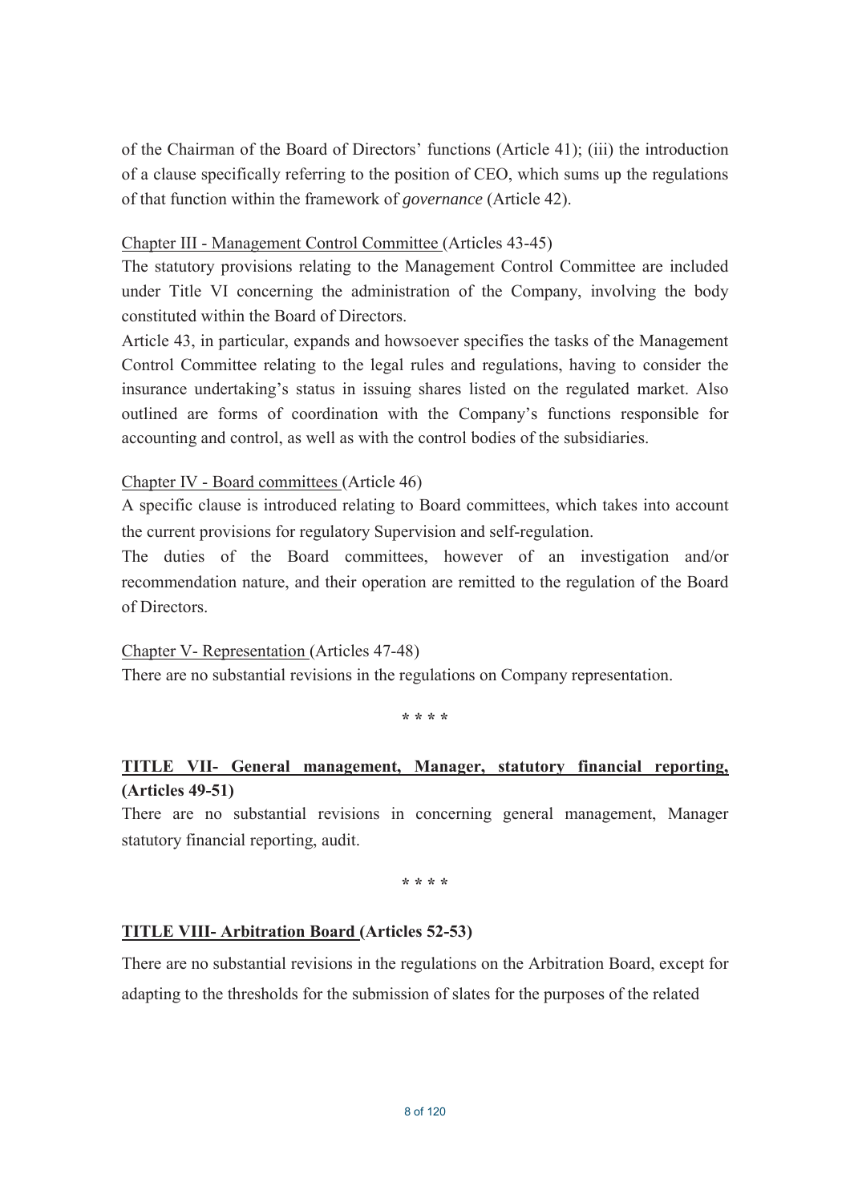of the Chairman of the Board of Directors' functions (Article 41); (iii) the introduction of a clause specifically referring to the position of CEO, which sums up the regulations of that function within the framework of *governance* (Article 42).

Chapter III - Management Control Committee (Articles 43-45)

The statutory provisions relating to the Management Control Committee are included under Title VI concerning the administration of the Company, involving the body constituted within the Board of Directors.

Article 43, in particular, expands and howsoever specifies the tasks of the Management Control Committee relating to the legal rules and regulations, having to consider the insurance undertaking's status in issuing shares listed on the regulated market. Also outlined are forms of coordination with the Company's functions responsible for accounting and control, as well as with the control bodies of the subsidiaries.

Chapter IV - Board committees (Article 46)

A specific clause is introduced relating to Board committees, which takes into account the current provisions for regulatory Supervision and self-regulation.

The duties of the Board committees, however of an investigation and/or recommendation nature, and their operation are remitted to the regulation of the Board of Directors.

Chapter V- Representation (Articles 47-48)

There are no substantial revisions in the regulations on Company representation.

\* \* \* \*

**TITLE VII- General management, Manager, statutory financial reporting, (Articles 49-51)**

There are no substantial revisions in concerning general management, Manager statutory financial reporting, audit.

\* \* \* \*

**TITLE VIII- Arbitration Board (Articles 52-53)**

There are no substantial revisions in the regulations on the Arbitration Board, except for adapting to the thresholds for the submission of slates for the purposes of the related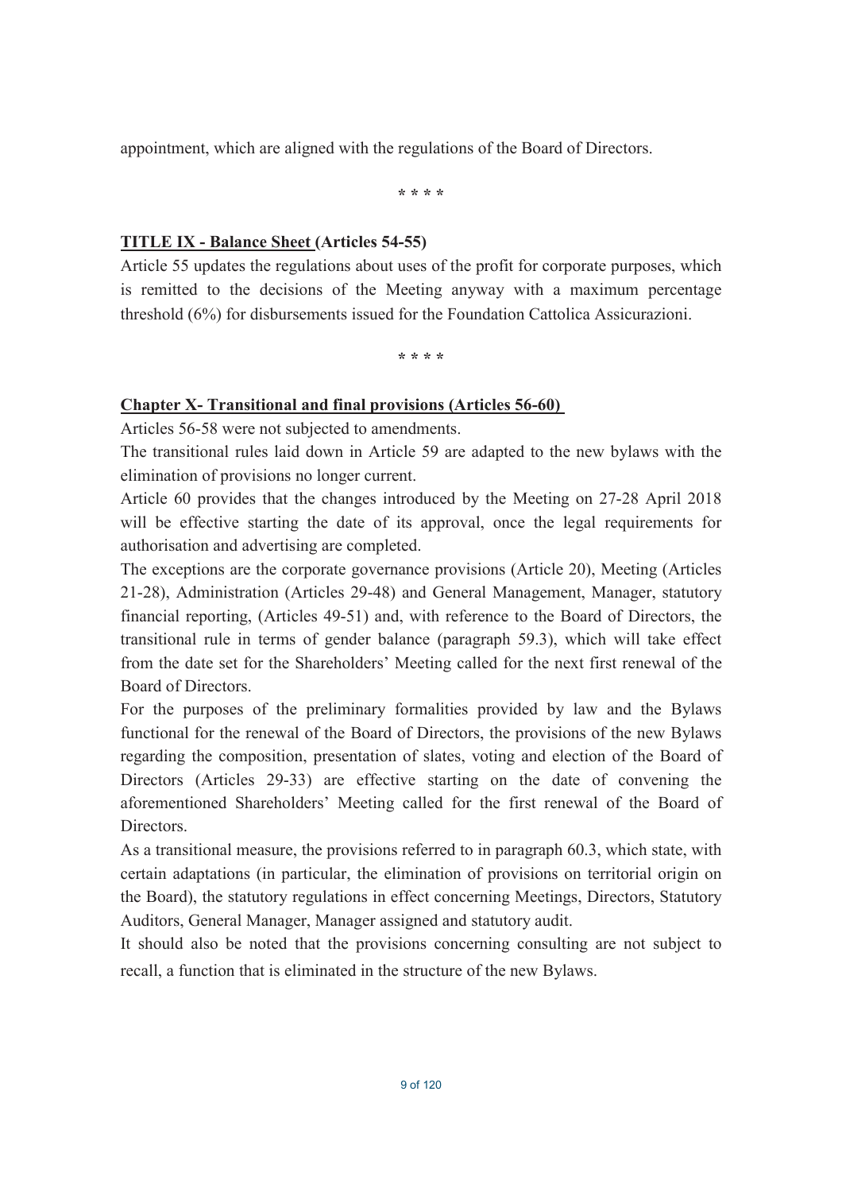appointment, which are aligned with the regulations of the Board of Directors.

\* \* \* \*

## TITLE IX - Balance Sheet (Articles 54-55)

Article 55 updates the regulations about uses of the profit for corporate purposes, which is remitted to the decisions of the Meeting anyway with a maximum percentage threshold (6%) for disbursements issued for the Foundation Cattolica Assicurazioni.

\* \* \* \*

## Chapter X- Transitional and final provisions (Articles 56-60)

Articles 56-58 were not subjected to amendments.

The transitional rules laid down in Article 59 are adapted to the new bylaws with the elimination of provisions no longer current.

Article 60 provides that the changes introduced by the Meeting on 27-28 April 2018 will be effective starting the date of its approval, once the legal requirements for authorisation and advertising are completed.

The exceptions are the corporate governance provisions (Article 20), Meeting (Articles 21-28), Administration (Articles 29-48) and General Management, Manager, statutory financial reporting, (Articles 49-51) and, with reference to the Board of Directors, the transitional rule in terms of gender balance (paragraph 59.3), which will take effect from the date set for the Shareholders' Meeting called for the next first renewal of the Board of Directors.

For the purposes of the preliminary formalities provided by law and the Bylaws functional for the renewal of the Board of Directors, the provisions of the new Bylaws regarding the composition, presentation of slates, voting and election of the Board of Directors (Articles 29-33) are effective starting on the date of convening the aforementioned Shareholders' Meeting called for the first renewal of the Board of Directors.

As a transitional measure, the provisions referred to in paragraph 60.3, which state, with certain adaptations (in particular, the elimination of provisions on territorial origin on the Board), the statutory regulations in effect concerning Meetings, Directors, Statutory Auditors, General Manager, Manager assigned and statutory audit.

It should also be noted that the provisions concerning consulting are not subject to recall, a function that is eliminated in the structure of the new Bylaws.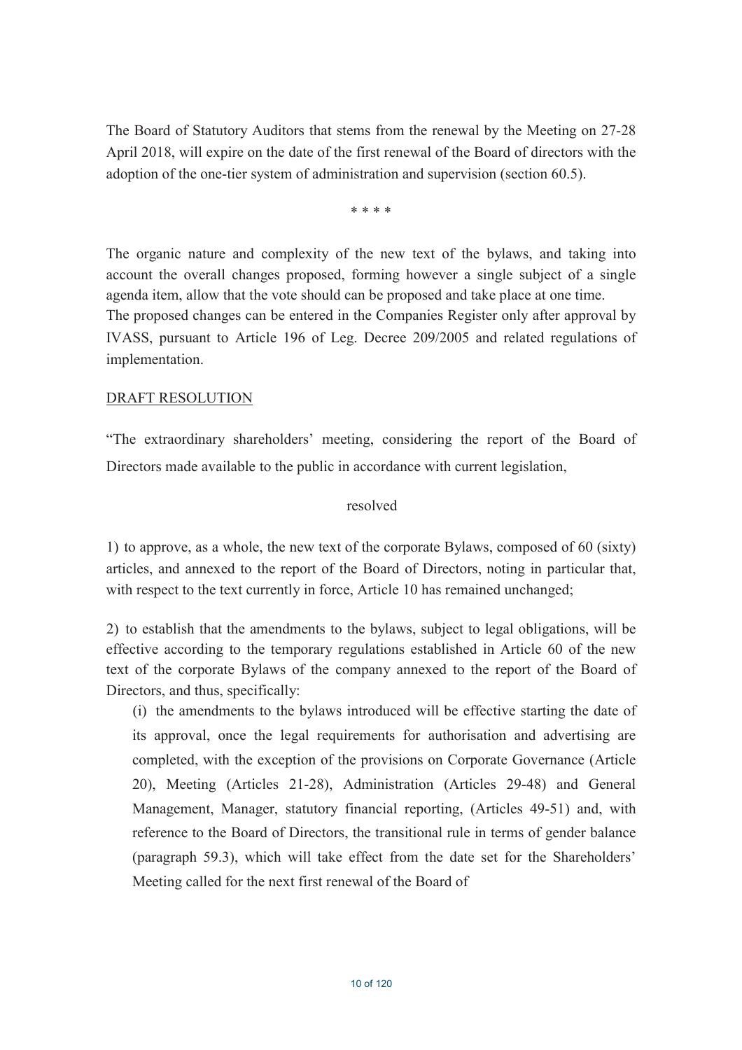The Board of Statutory Auditors that stems from the renewal by the Meeting on 27-28 April 2018, will expire on the date of the first renewal of the Board of directors with the adoption of the one-tier system of administration and supervision (section 60.5).

\* \* \* \*

The organic nature and complexity of the new text of the bylaws, and taking into account the overall changes proposed, forming however a single subject of a single agenda item, allow that the vote should can be proposed and take place at one time.
The proposed changes can be entered in the Companies Register only after approval by IVASS, pursuant to Article 196 of Leg. Decree 209/2005 and related regulations of implementation.

<u>DRAFT RESOLUTION</u>

"The extraordinary shareholders' meeting, considering the report of the Board of Directors made available to the public in accordance with current legislation,

resolved

1) to approve, as a whole, the new text of the corporate Bylaws, composed of 60 (sixty) articles, and annexed to the report of the Board of Directors, noting in particular that, with respect to the text currently in force, Article 10 has remained unchanged;

2) to establish that the amendments to the bylaws, subject to legal obligations, will be effective according to the temporary regulations established in Article 60 of the new text of the corporate Bylaws of the company annexed to the report of the Board of Directors, and thus, specifically:

(i) the amendments to the bylaws introduced will be effective starting the date of its approval, once the legal requirements for authorisation and advertising are completed, with the exception of the provisions on Corporate Governance (Article 20), Meeting (Articles 21-28), Administration (Articles 29-48) and General Management, Manager, statutory financial reporting, (Articles 49-51) and, with reference to the Board of Directors, the transitional rule in terms of gender balance (paragraph 59.3), which will take effect from the date set for the Shareholders' Meeting called for the next first renewal of the Board of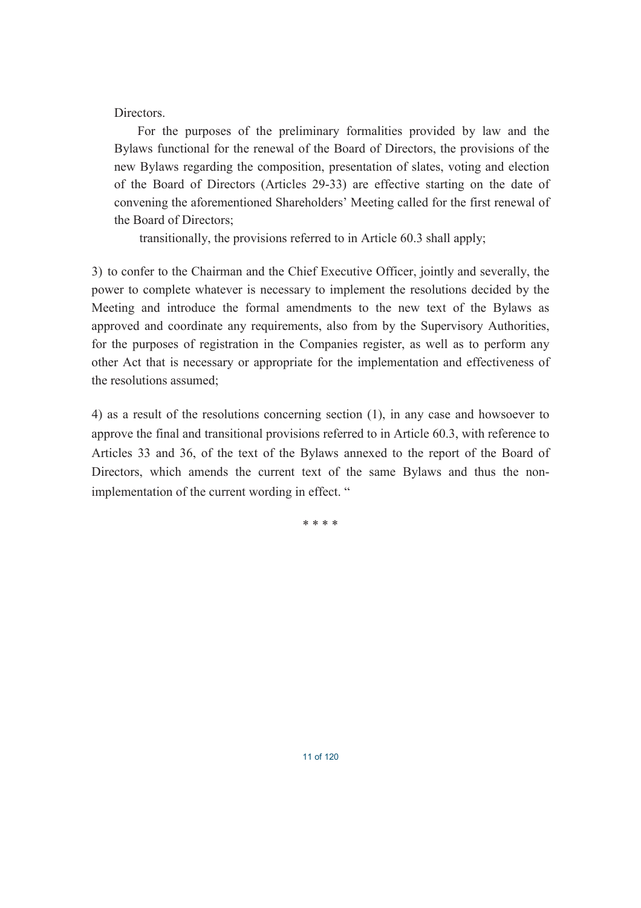Directors.

For the purposes of the preliminary formalities provided by law and the Bylaws functional for the renewal of the Board of Directors, the provisions of the new Bylaws regarding the composition, presentation of slates, voting and election of the Board of Directors (Articles 29-33) are effective starting on the date of convening the aforementioned Shareholders' Meeting called for the first renewal of the Board of Directors;

transitionally, the provisions referred to in Article 60.3 shall apply;

3) to confer to the Chairman and the Chief Executive Officer, jointly and severally, the power to complete whatever is necessary to implement the resolutions decided by the Meeting and introduce the formal amendments to the new text of the Bylaws as approved and coordinate any requirements, also from by the Supervisory Authorities, for the purposes of registration in the Companies register, as well as to perform any other Act that is necessary or appropriate for the implementation and effectiveness of the resolutions assumed;

4) as a result of the resolutions concerning section (1), in any case and howsoever to approve the final and transitional provisions referred to in Article 60.3, with reference to Articles 33 and 36, of the text of the Bylaws annexed to the report of the Board of Directors, which amends the current text of the same Bylaws and thus the non-implementation of the current wording in effect. "

\* \* \* \*